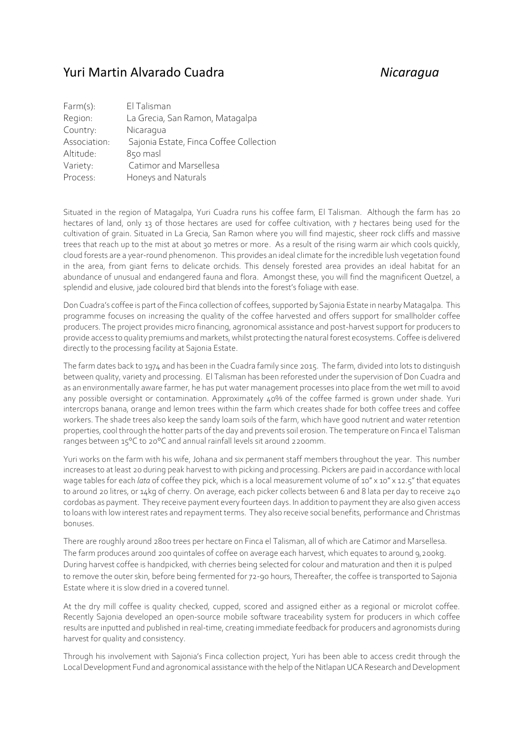# Yuri Martin Alvarado Cuadra *Nicaragua*

| | |
|---|---|
| Farm(s): | El Talisman |
| Region: | La Grecia, San Ramon, Matagalpa |
| Country: | Nicaragua |
| Association: | Sajonia Estate, Finca Coffee Collection |
| Altitude: | 850 masl |
| Variety: | Catimor and Marsellesa |
| Process: | Honeys and Naturals |

Situated in the region of Matagalpa, Yuri Cuadra runs his coffee farm, El Talisman. Although the farm has 20 hectares of land, only 13 of those hectares are used for coffee cultivation, with 7 hectares being used for the cultivation of grain. Situated in La Grecia, San Ramon where you will find majestic, sheer rock cliffs and massive trees that reach up to the mist at about 30 metres or more. As a result of the rising warm air which cools quickly, cloud forests are a year-round phenomenon. This provides an ideal climate for the incredible lush vegetation found in the area, from giant ferns to delicate orchids. This densely forested area provides an ideal habitat for an abundance of unusual and endangered fauna and flora. Amongst these, you will find the magnificent Quetzel, a splendid and elusive, jade coloured bird that blends into the forest's foliage with ease.

Don Cuadra's coffee is part of the Finca collection of coffees, supported by Sajonia Estate in nearby Matagalpa. This programme focuses on increasing the quality of the coffee harvested and offers support for smallholder coffee producers. The project provides micro financing, agronomical assistance and post-harvest support for producers to provide access to quality premiums and markets, whilst protecting the natural forest ecosystems. Coffee is delivered directly to the processing facility at Sajonia Estate.

The farm dates back to 1974 and has been in the Cuadra family since 2015. The farm, divided into lots to distinguish between quality, variety and processing. El Talisman has been reforested under the supervision of Don Cuadra and as an environmentally aware farmer, he has put water management processes into place from the wet mill to avoid any possible oversight or contamination. Approximately 40% of the coffee farmed is grown under shade. Yuri intercrops banana, orange and lemon trees within the farm which creates shade for both coffee trees and coffee workers. The shade trees also keep the sandy loam soils of the farm, which have good nutrient and water retention properties, cool through the hotter parts of the day and prevents soil erosion. The temperature on Finca el Talisman ranges between 15°C to 20°C and annual rainfall levels sit around 2200mm.

Yuri works on the farm with his wife, Johana and six permanent staff members throughout the year. This number increases to at least 20 during peak harvest to with picking and processing. Pickers are paid in accordance with local wage tables for each *lata* of coffee they pick, which is a local measurement volume of 10" x 10" x 12.5" that equates to around 20 litres, or 14kg of cherry. On average, each picker collects between 6 and 8 lata per day to receive 240 cordobas as payment. They receive payment every fourteen days. In addition to payment they are also given access to loans with low interest rates and repayment terms. They also receive social benefits, performance and Christmas bonuses.

There are roughly around 2800 trees per hectare on Finca el Talisman, all of which are Catimor and Marsellesa. The farm produces around 200 quintales of coffee on average each harvest, which equates to around 9,200kg. During harvest coffee is handpicked, with cherries being selected for colour and maturation and then it is pulped to remove the outer skin, before being fermented for 72-90 hours, Thereafter, the coffee is transported to Sajonia Estate where it is slow dried in a covered tunnel.

At the dry mill coffee is quality checked, cupped, scored and assigned either as a regional or microlot coffee. Recently Sajonia developed an open-source mobile software traceability system for producers in which coffee results are inputted and published in real-time, creating immediate feedback for producers and agronomists during harvest for quality and consistency.

Through his involvement with Sajonia's Finca collection project, Yuri has been able to access credit through the Local Development Fund and agronomical assistance with the help of the Nitlapan UCA Research and Development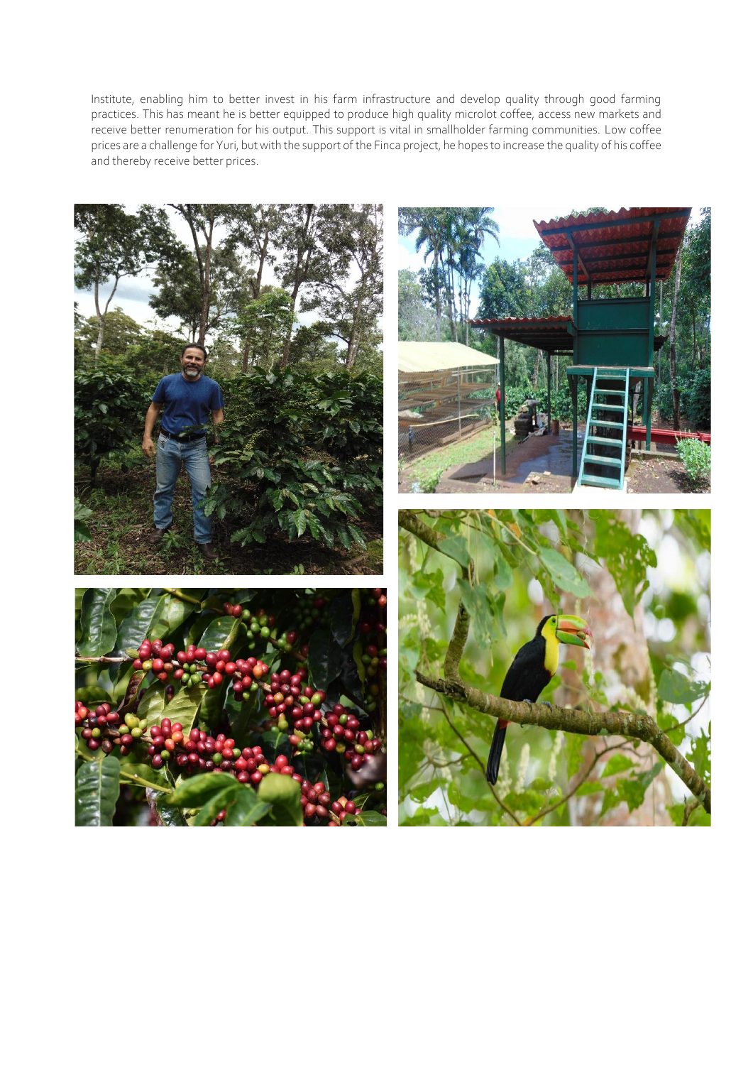Institute, enabling him to better invest in his farm infrastructure and develop quality through good farming practices. This has meant he is better equipped to produce high quality microlot coffee, access new markets and receive better renumeration for his output. This support is vital in smallholder farming communities. Low coffee prices are a challenge for Yuri, but with the support of the Finca project, he hopes to increase the quality of his coffee and thereby receive better prices.